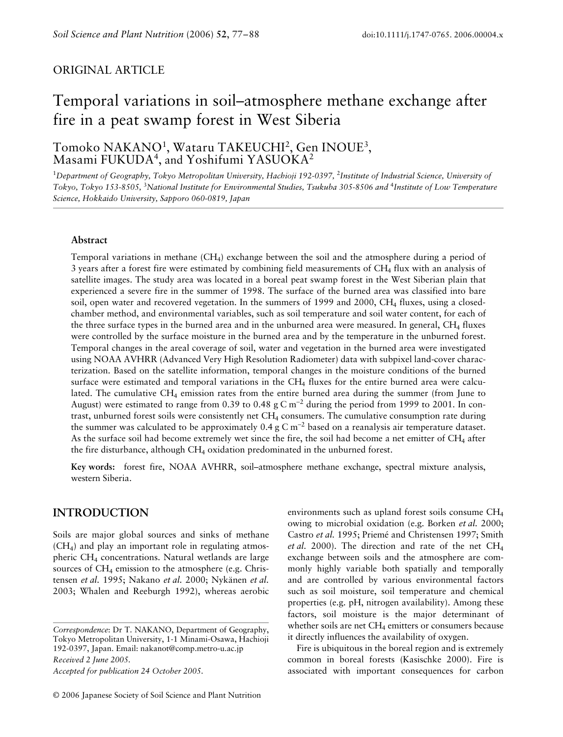ORIGINAL ARTICLE

# Temporal variations in soil–atmosphere methane exchange after fire in a peat swamp forest in West Siberia

Tomoko NAKANO[1], Wataru TAKEUCHI[2], Gen INOUE[3], Masami FUKUDA[4], and Yoshifumi YASUOKA[2]

[1]Department of Geography, Tokyo Metropolitan University, Hachioji 192-0397, [2]Institute of Industrial Science, University of Tokyo, Tokyo 153-8505, [3]National Institute for Environmental Studies, Tsukuba 305-8506 and [4]Institute of Low Temperature Science, Hokkaido University, Sapporo 060-0819, Japan

### Abstract

Temporal variations in methane ($CH_4$) exchange between the soil and the atmosphere during a period of 3 years after a forest fire were estimated by combining field measurements of $CH_4$ flux with an analysis of satellite images. The study area was located in a boreal peat swamp forest in the West Siberian plain that experienced a severe fire in the summer of 1998. The surface of the burned area was classified into bare soil, open water and recovered vegetation. In the summers of 1999 and 2000, $CH_4$ fluxes, using a closed-chamber method, and environmental variables, such as soil temperature and soil water content, for each of the three surface types in the burned area and in the unburned area were measured. In general, $CH_4$ fluxes were controlled by the surface moisture in the burned area and by the temperature in the unburned forest. Temporal changes in the areal coverage of soil, water and vegetation in the burned area were investigated using NOAA AVHRR (Advanced Very High Resolution Radiometer) data with subpixel land-cover characterization. Based on the satellite information, temporal changes in the moisture conditions of the burned surface were estimated and temporal variations in the $CH_4$ fluxes for the entire burned area were calculated. The cumulative $CH_4$ emission rates from the entire burned area during the summer (from June to August) were estimated to range from 0.39 to 0.48 g C $m^{-2}$ during the period from 1999 to 2001. In contrast, unburned forest soils were consistently net $CH_4$ consumers. The cumulative consumption rate during the summer was calculated to be approximately 0.4 g C $m^{-2}$ based on a reanalysis air temperature dataset. As the surface soil had become extremely wet since the fire, the soil had become a net emitter of $CH_4$ after the fire disturbance, although $CH_4$ oxidation predominated in the unburned forest.

**Key words:** forest fire, NOAA AVHRR, soil–atmosphere methane exchange, spectral mixture analysis, western Siberia.

## INTRODUCTION

Soils are major global sources and sinks of methane ($CH_4$) and play an important role in regulating atmospheric $CH_4$ concentrations. Natural wetlands are large sources of $CH_4$ emission to the atmosphere (e.g. Christensen *et al.* 1995; Nakano *et al.* 2000; Nykänen *et al.* 2003; Whalen and Reeburgh 1992), whereas aerobic environments such as upland forest soils consume $CH_4$ owing to microbial oxidation (e.g. Borken *et al.* 2000; Castro *et al.* 1995; Priemé and Christensen 1997; Smith *et al.* 2000). The direction and rate of the net $CH_4$ exchange between soils and the atmosphere are commonly highly variable both spatially and temporally and are controlled by various environmental factors such as soil moisture, soil temperature and chemical properties (e.g. pH, nitrogen availability). Among these factors, soil moisture is the major determinant of whether soils are net $CH_4$ emitters or consumers because it directly influences the availability of oxygen.

Fire is ubiquitous in the boreal region and is extremely common in boreal forests (Kasischke 2000). Fire is associated with important consequences for carbon

*Correspondence*: Dr T. NAKANO, Department of Geography, Tokyo Metropolitan University, 1-1 Minami-Osawa, Hachioji 192-0397, Japan. Email: nakanot@comp.metro-u.ac.jp

*Received 2 June 2005.*

*Accepted for publication 24 October 2005.*

© 2006 Japanese Society of Soil Science and Plant Nutrition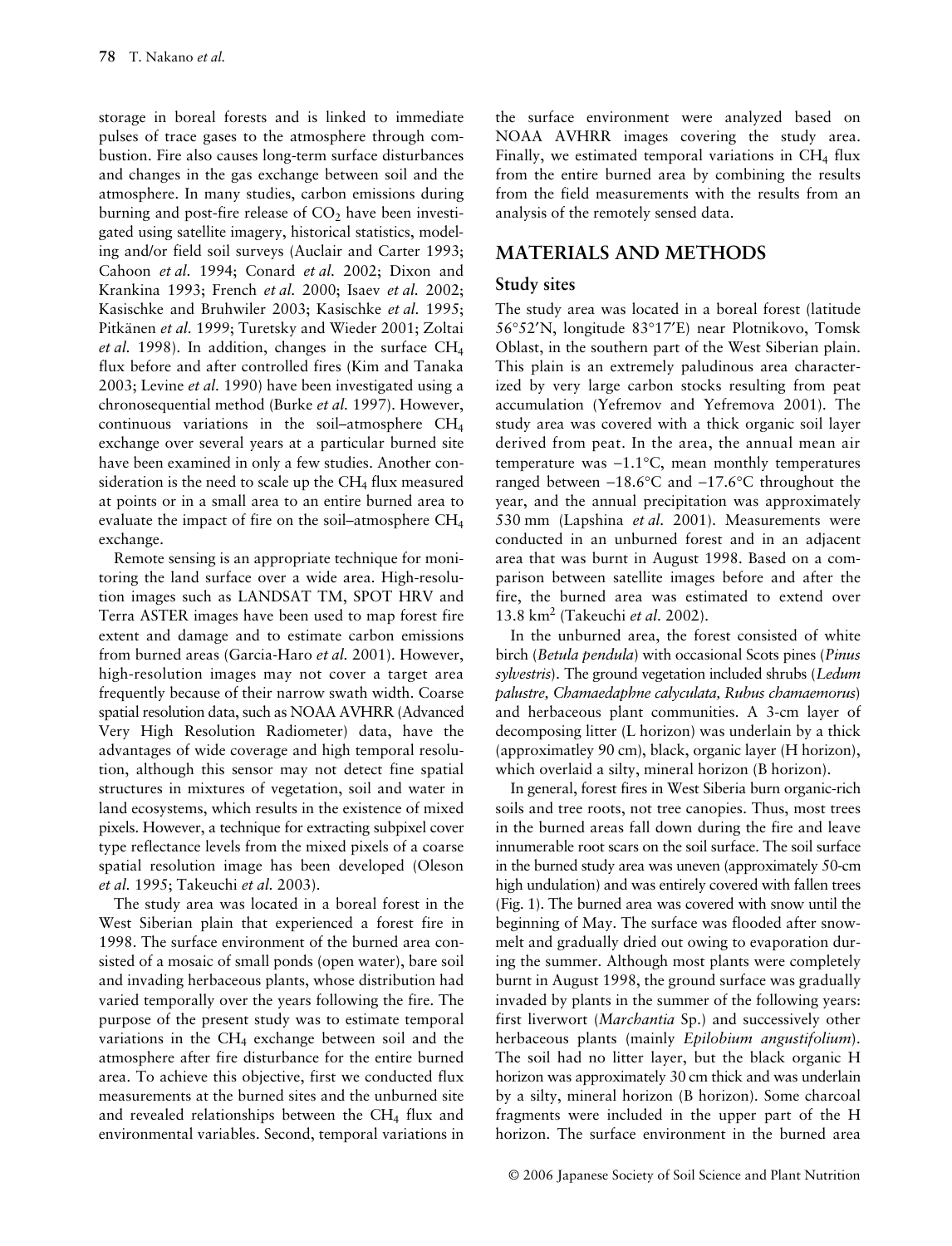storage in boreal forests and is linked to immediate pulses of trace gases to the atmosphere through combustion. Fire also causes long-term surface disturbances and changes in the gas exchange between soil and the atmosphere. In many studies, carbon emissions during burning and post-fire release of $CO_2$ have been investigated using satellite imagery, historical statistics, modeling and/or field soil surveys (Auclair and Carter 1993; Cahoon *et al.* 1994; Conard *et al.* 2002; Dixon and Krankina 1993; French *et al.* 2000; Isaev *et al.* 2002; Kasischke and Bruhwiler 2003; Kasischke *et al.* 1995; Pitkänen *et al.* 1999; Turetsky and Wieder 2001; Zoltai *et al.* 1998). In addition, changes in the surface $CH_4$ flux before and after controlled fires (Kim and Tanaka 2003; Levine *et al.* 1990) have been investigated using a chronosequential method (Burke *et al.* 1997). However, continuous variations in the soil–atmosphere $CH_4$ exchange over several years at a particular burned site have been examined in only a few studies. Another consideration is the need to scale up the $CH_4$ flux measured at points or in a small area to an entire burned area to evaluate the impact of fire on the soil–atmosphere $CH_4$ exchange.

Remote sensing is an appropriate technique for monitoring the land surface over a wide area. High-resolution images such as LANDSAT TM, SPOT HRV and Terra ASTER images have been used to map forest fire extent and damage and to estimate carbon emissions from burned areas (Garcia-Haro *et al.* 2001). However, high-resolution images may not cover a target area frequently because of their narrow swath width. Coarse spatial resolution data, such as NOAA AVHRR (Advanced Very High Resolution Radiometer) data, have the advantages of wide coverage and high temporal resolution, although this sensor may not detect fine spatial structures in mixtures of vegetation, soil and water in land ecosystems, which results in the existence of mixed pixels. However, a technique for extracting subpixel cover type reflectance levels from the mixed pixels of a coarse spatial resolution image has been developed (Oleson *et al.* 1995; Takeuchi *et al.* 2003).

The study area was located in a boreal forest in the West Siberian plain that experienced a forest fire in 1998. The surface environment of the burned area consisted of a mosaic of small ponds (open water), bare soil and invading herbaceous plants, whose distribution had varied temporally over the years following the fire. The purpose of the present study was to estimate temporal variations in the $CH_4$ exchange between soil and the atmosphere after fire disturbance for the entire burned area. To achieve this objective, first we conducted flux measurements at the burned sites and the unburned site and revealed relationships between the $CH_4$ flux and environmental variables. Second, temporal variations in the surface environment were analyzed based on NOAA AVHRR images covering the study area. Finally, we estimated temporal variations in $CH_4$ flux from the entire burned area by combining the results from the field measurements with the results from an analysis of the remotely sensed data.

## MATERIALS AND METHODS

### Study sites

The study area was located in a boreal forest (latitude 56°52′N, longitude 83°17′E) near Plotnikovo, Tomsk Oblast, in the southern part of the West Siberian plain. This plain is an extremely paludinous area characterized by very large carbon stocks resulting from peat accumulation (Yefremov and Yefremova 2001). The study area was covered with a thick organic soil layer derived from peat. In the area, the annual mean air temperature was −1.1°C, mean monthly temperatures ranged between −18.6°C and −17.6°C throughout the year, and the annual precipitation was approximately 530 mm (Lapshina *et al.* 2001). Measurements were conducted in an unburned forest and in an adjacent area that was burnt in August 1998. Based on a comparison between satellite images before and after the fire, the burned area was estimated to extend over 13.8 km$^2$ (Takeuchi *et al.* 2002).

In the unburned area, the forest consisted of white birch (*Betula pendula*) with occasional Scots pines (*Pinus sylvestris*). The ground vegetation included shrubs (*Ledum palustre, Chamaedaphne calyculata, Rubus chamaemorus*) and herbaceous plant communities. A 3-cm layer of decomposing litter (L horizon) was underlain by a thick (approximatley 90 cm), black, organic layer (H horizon), which overlaid a silty, mineral horizon (B horizon).

In general, forest fires in West Siberia burn organic-rich soils and tree roots, not tree canopies. Thus, most trees in the burned areas fall down during the fire and leave innumerable root scars on the soil surface. The soil surface in the burned study area was uneven (approximately 50-cm high undulation) and was entirely covered with fallen trees (Fig. 1). The burned area was covered with snow until the beginning of May. The surface was flooded after snowmelt and gradually dried out owing to evaporation during the summer. Although most plants were completely burnt in August 1998, the ground surface was gradually invaded by plants in the summer of the following years: first liverwort (*Marchantia* Sp.) and successively other herbaceous plants (mainly *Epilobium angustifolium*). The soil had no litter layer, but the black organic H horizon was approximately 30 cm thick and was underlain by a silty, mineral horizon (B horizon). Some charcoal fragments were included in the upper part of the H horizon. The surface environment in the burned area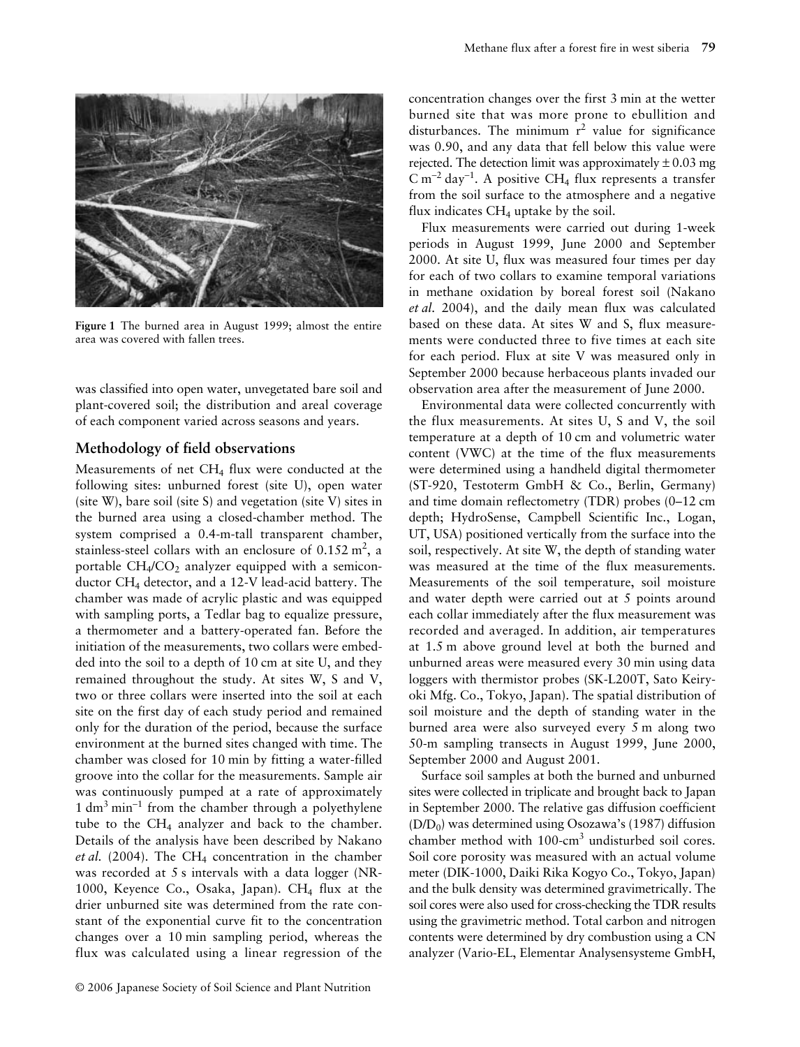Figure 1 The burned area in August 1999; almost the entire area was covered with fallen trees.

was classified into open water, unvegetated bare soil and plant-covered soil; the distribution and areal coverage of each component varied across seasons and years.

## Methodology of field observations

Measurements of net $CH_4$ flux were conducted at the following sites: unburned forest (site U), open water (site W), bare soil (site S) and vegetation (site V) sites in the burned area using a closed-chamber method. The system comprised a 0.4-m-tall transparent chamber, stainless-steel collars with an enclosure of 0.152 $m^2$, a portable $CH_4/CO_2$ analyzer equipped with a semiconductor $CH_4$ detector, and a 12-V lead-acid battery. The chamber was made of acrylic plastic and was equipped with sampling ports, a Tedlar bag to equalize pressure, a thermometer and a battery-operated fan. Before the initiation of the measurements, two collars were embedded into the soil to a depth of 10 cm at site U, and they remained throughout the study. At sites W, S and V, two or three collars were inserted into the soil at each site on the first day of each study period and remained only for the duration of the period, because the surface environment at the burned sites changed with time. The chamber was closed for 10 min by fitting a water-filled groove into the collar for the measurements. Sample air was continuously pumped at a rate of approximately 1 $dm^3$ $min^{-1}$ from the chamber through a polyethylene tube to the $CH_4$ analyzer and back to the chamber. Details of the analysis have been described by Nakano *et al.* (2004). The $CH_4$ concentration in the chamber was recorded at 5 s intervals with a data logger (NR-1000, Keyence Co., Osaka, Japan). $CH_4$ flux at the drier unburned site was determined from the rate constant of the exponential curve fit to the concentration changes over a 10 min sampling period, whereas the flux was calculated using a linear regression of the concentration changes over the first 3 min at the wetter burned site that was more prone to ebullition and disturbances. The minimum $r^2$ value for significance was 0.90, and any data that fell below this value were rejected. The detection limit was approximately ± 0.03 mg C $m^{-2}$ $day^{-1}$. A positive $CH_4$ flux represents a transfer from the soil surface to the atmosphere and a negative flux indicates $CH_4$ uptake by the soil.

Flux measurements were carried out during 1-week periods in August 1999, June 2000 and September 2000. At site U, flux was measured four times per day for each of two collars to examine temporal variations in methane oxidation by boreal forest soil (Nakano *et al.* 2004), and the daily mean flux was calculated based on these data. At sites W and S, flux measurements were conducted three to five times at each site for each period. Flux at site V was measured only in September 2000 because herbaceous plants invaded our observation area after the measurement of June 2000.

Environmental data were collected concurrently with the flux measurements. At sites U, S and V, the soil temperature at a depth of 10 cm and volumetric water content (VWC) at the time of the flux measurements were determined using a handheld digital thermometer (ST-920, Testoterm GmbH & Co., Berlin, Germany) and time domain reflectometry (TDR) probes (0–12 cm depth; HydroSense, Campbell Scientific Inc., Logan, UT, USA) positioned vertically from the surface into the soil, respectively. At site W, the depth of standing water was measured at the time of the flux measurements. Measurements of the soil temperature, soil moisture and water depth were carried out at 5 points around each collar immediately after the flux measurement was recorded and averaged. In addition, air temperatures at 1.5 m above ground level at both the burned and unburned areas were measured every 30 min using data loggers with thermistor probes (SK-L200T, Sato Keiryoki Mfg. Co., Tokyo, Japan). The spatial distribution of soil moisture and the depth of standing water in the burned area were also surveyed every 5 m along two 50-m sampling transects in August 1999, June 2000, September 2000 and August 2001.

Surface soil samples at both the burned and unburned sites were collected in triplicate and brought back to Japan in September 2000. The relative gas diffusion coefficient ($D/D_0$) was determined using Osozawa's (1987) diffusion chamber method with 100-$cm^3$ undisturbed soil cores. Soil core porosity was measured with an actual volume meter (DIK-1000, Daiki Rika Kogyo Co., Tokyo, Japan) and the bulk density was determined gravimetrically. The soil cores were also used for cross-checking the TDR results using the gravimetric method. Total carbon and nitrogen contents were determined by dry combustion using a CN analyzer (Vario-EL, Elementar Analysensysteme GmbH,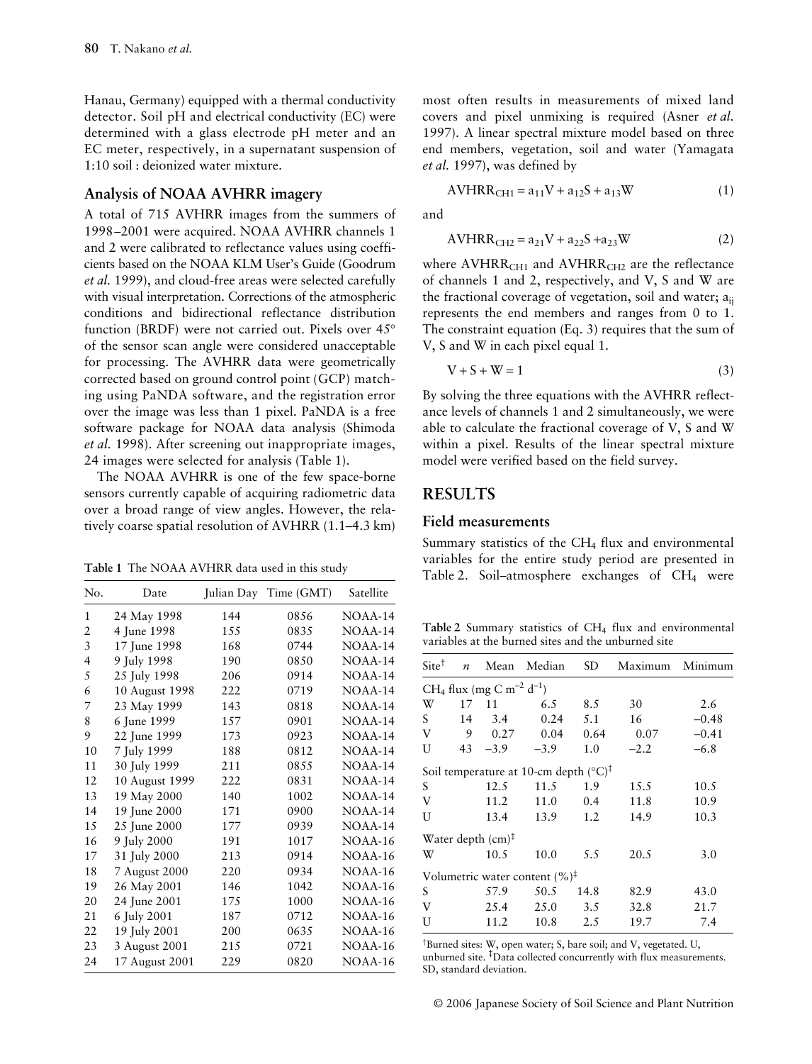Hanau, Germany) equipped with a thermal conductivity detector. Soil pH and electrical conductivity (EC) were determined with a glass electrode pH meter and an EC meter, respectively, in a supernatant suspension of 1:10 soil : deionized water mixture.

### Analysis of NOAA AVHRR imagery

A total of 715 AVHRR images from the summers of 1998–2001 were acquired. NOAA AVHRR channels 1 and 2 were calibrated to reflectance values using coefficients based on the NOAA KLM User's Guide (Goodrum *et al.* 1999), and cloud-free areas were selected carefully with visual interpretation. Corrections of the atmospheric conditions and bidirectional reflectance distribution function (BRDF) were not carried out. Pixels over 45° of the sensor scan angle were considered unacceptable for processing. The AVHRR data were geometrically corrected based on ground control point (GCP) matching using PaNDA software, and the registration error over the image was less than 1 pixel. PaNDA is a free software package for NOAA data analysis (Shimoda *et al.* 1998). After screening out inappropriate images, 24 images were selected for analysis (Table 1).

The NOAA AVHRR is one of the few space-borne sensors currently capable of acquiring radiometric data over a broad range of view angles. However, the relatively coarse spatial resolution of AVHRR (1.1–4.3 km) most often results in measurements of mixed land covers and pixel unmixing is required (Asner *et al.* 1997). A linear spectral mixture model based on three end members, vegetation, soil and water (Yamagata *et al.* 1997), was defined by

$$AVHRR_{CH1} = a_{11}V + a_{12}S + a_{13}W \tag{1}$$

and

$$AVHRR_{CH2} = a_{21}V + a_{22}S + a_{23}W \tag{2}$$

where $AVHRR_{CH1}$ and $AVHRR_{CH2}$ are the reflectance of channels 1 and 2, respectively, and V, S and W are the fractional coverage of vegetation, soil and water; $a_{ij}$ represents the end members and ranges from 0 to 1. The constraint equation (Eq. 3) requires that the sum of V, S and W in each pixel equal 1.

$$V + S + W = 1 \tag{3}$$

By solving the three equations with the AVHRR reflectance levels of channels 1 and 2 simultaneously, we were able to calculate the fractional coverage of V, S and W within a pixel. Results of the linear spectral mixture model were verified based on the field survey.

**Table 1** The NOAA AVHRR data used in this study

| No. | Date | Julian Day | Time (GMT) | Satellite |
|---|---|---|---|---|
| 1 | 24 May 1998 | 144 | 0856 | NOAA-14 |
| 2 | 4 June 1998 | 155 | 0835 | NOAA-14 |
| 3 | 17 June 1998 | 168 | 0744 | NOAA-14 |
| 4 | 9 July 1998 | 190 | 0850 | NOAA-14 |
| 5 | 25 July 1998 | 206 | 0914 | NOAA-14 |
| 6 | 10 August 1998 | 222 | 0719 | NOAA-14 |
| 7 | 23 May 1999 | 143 | 0818 | NOAA-14 |
| 8 | 6 June 1999 | 157 | 0901 | NOAA-14 |
| 9 | 22 June 1999 | 173 | 0923 | NOAA-14 |
| 10 | 7 July 1999 | 188 | 0812 | NOAA-14 |
| 11 | 30 July 1999 | 211 | 0855 | NOAA-14 |
| 12 | 10 August 1999 | 222 | 0831 | NOAA-14 |
| 13 | 19 May 2000 | 140 | 1002 | NOAA-14 |
| 14 | 19 June 2000 | 171 | 0900 | NOAA-14 |
| 15 | 25 June 2000 | 177 | 0939 | NOAA-14 |
| 16 | 9 July 2000 | 191 | 1017 | NOAA-16 |
| 17 | 31 July 2000 | 213 | 0914 | NOAA-16 |
| 18 | 7 August 2000 | 220 | 0934 | NOAA-16 |
| 19 | 26 May 2001 | 146 | 1042 | NOAA-16 |
| 20 | 24 June 2001 | 175 | 1000 | NOAA-16 |
| 21 | 6 July 2001 | 187 | 0712 | NOAA-16 |
| 22 | 19 July 2001 | 200 | 0635 | NOAA-16 |
| 23 | 3 August 2001 | 215 | 0721 | NOAA-16 |
| 24 | 17 August 2001 | 229 | 0820 | NOAA-16 |

## RESULTS

### Field measurements

Summary statistics of the $CH_4$ flux and environmental variables for the entire study period are presented in Table 2. Soil–atmosphere exchanges of $CH_4$ were

**Table 2** Summary statistics of $CH_4$ flux and environmental variables at the burned sites and the unburned site

| Site[†] | $n$ | Mean | Median | SD | Maximum | Minimum |
|---|---|---|---|---|---|---|
| $CH_4$ flux (mg C $m^{-2}$ $d^{-1}$) | | | | | | |
| W | 17 | 11 | 6.5 | 8.5 | 30 | 2.6 |
| S | 14 | 3.4 | 0.24 | 5.1 | 16 | −0.48 |
| V | 9 | 0.27 | 0.04 | 0.64 | 0.07 | −0.41 |
| U | 43 | −3.9 | −3.9 | 1.0 | −2.2 | −6.8 |
| Soil temperature at 10-cm depth (°C)[‡] | | | | | | |
| S | | 12.5 | 11.5 | 1.9 | 15.5 | 10.5 |
| V | | 11.2 | 11.0 | 0.4 | 11.8 | 10.9 |
| U | | 13.4 | 13.9 | 1.2 | 14.9 | 10.3 |
| Water depth (cm)[‡] | | | | | | |
| W | | 10.5 | 10.0 | 5.5 | 20.5 | 3.0 |
| Volumetric water content (%)[‡] | | | | | | |
| S | | 57.9 | 50.5 | 14.8 | 82.9 | 43.0 |
| V | | 25.4 | 25.0 | 3.5 | 32.8 | 21.7 |
| U | | 11.2 | 10.8 | 2.5 | 19.7 | 7.4 |

[†]Burned sites: W, open water; S, bare soil; and V, vegetated. U, unburned site. [‡]Data collected concurrently with flux measurements. SD, standard deviation.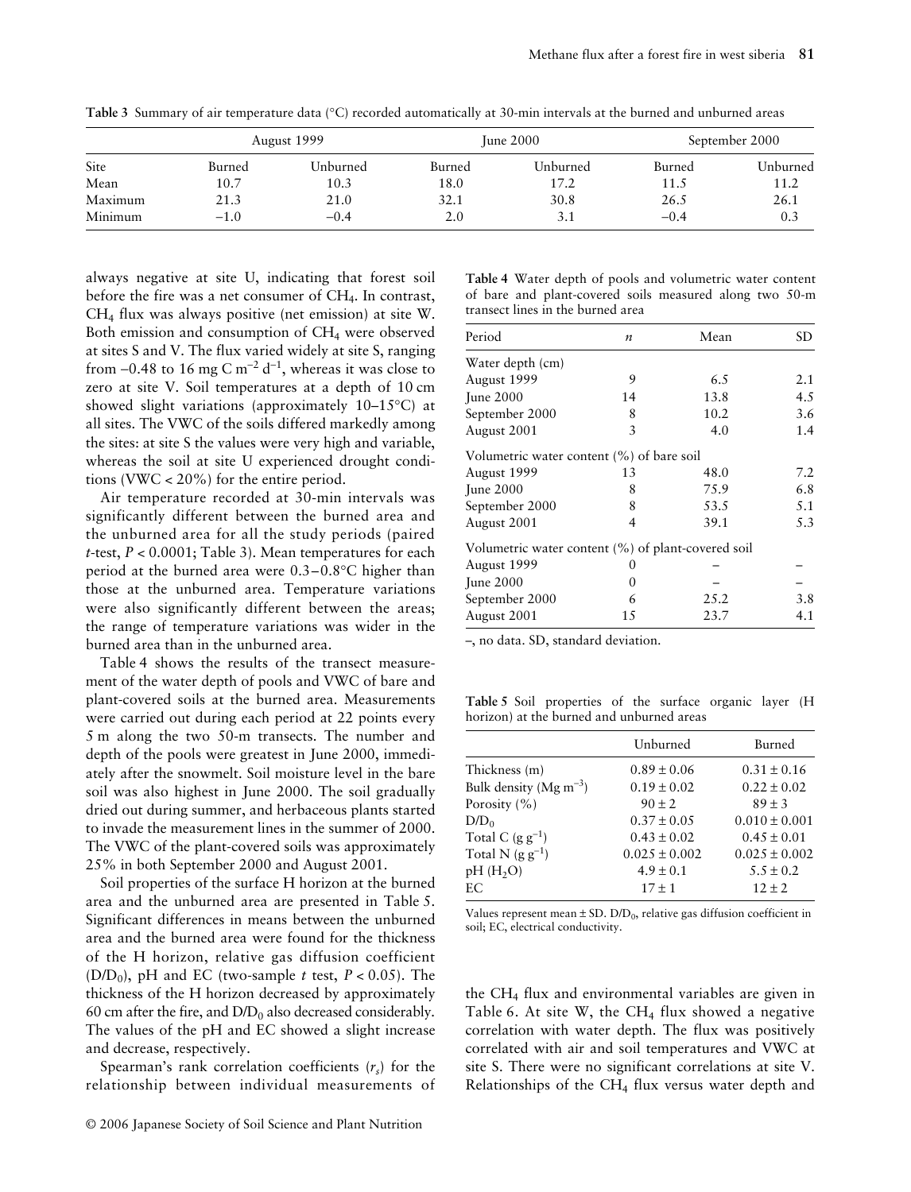**Table 3** Summary of air temperature data (°C) recorded automatically at 30-min intervals at the burned and unburned areas

| | August 1999 | | June 2000 | | September 2000 | |
|---|---|---|---|---|---|---|
| Site | Burned | Unburned | Burned | Unburned | Burned | Unburned |
| Mean | 10.7 | 10.3 | 18.0 | 17.2 | 11.5 | 11.2 |
| Maximum | 21.3 | 21.0 | 32.1 | 30.8 | 26.5 | 26.1 |
| Minimum | −1.0 | −0.4 | 2.0 | 3.1 | −0.4 | 0.3 |

always negative at site U, indicating that forest soil before the fire was a net consumer of $CH_4$. In contrast, $CH_4$ flux was always positive (net emission) at site W. Both emission and consumption of $CH_4$ were observed at sites S and V. The flux varied widely at site S, ranging from −0.48 to 16 mg C $m^{-2}$ $d^{-1}$, whereas it was close to zero at site V. Soil temperatures at a depth of 10 cm showed slight variations (approximately 10–15°C) at all sites. The VWC of the soils differed markedly among the sites: at site S the values were very high and variable, whereas the soil at site U experienced drought conditions (VWC < 20%) for the entire period.

Air temperature recorded at 30-min intervals was significantly different between the burned area and the unburned area for all the study periods (paired *t*-test, $P < 0.0001$; Table 3). Mean temperatures for each period at the burned area were 0.3–0.8°C higher than those at the unburned area. Temperature variations were also significantly different between the areas; the range of temperature variations was wider in the burned area than in the unburned area.

Table 4 shows the results of the transect measurement of the water depth of pools and VWC of bare and plant-covered soils at the burned area. Measurements were carried out during each period at 22 points every 5 m along the two 50-m transects. The number and depth of the pools were greatest in June 2000, immediately after the snowmelt. Soil moisture level in the bare soil was also highest in June 2000. The soil gradually dried out during summer, and herbaceous plants started to invade the measurement lines in the summer of 2000. The VWC of the plant-covered soils was approximately 25% in both September 2000 and August 2001.

Soil properties of the surface H horizon at the burned area and the unburned area are presented in Table 5. Significant differences in means between the unburned area and the burned area were found for the thickness of the H horizon, relative gas diffusion coefficient ($D/D_0$), pH and EC (two-sample *t* test, $P < 0.05$). The thickness of the H horizon decreased by approximately 60 cm after the fire, and $D/D_0$ also decreased considerably. The values of the pH and EC showed a slight increase and decrease, respectively.

Spearman's rank correlation coefficients ($r_s$) for the relationship between individual measurements of the $CH_4$ flux and environmental variables are given in Table 6. At site W, the $CH_4$ flux showed a negative correlation with water depth. The flux was positively correlated with air and soil temperatures and VWC at site S. There were no significant correlations at site V. Relationships of the $CH_4$ flux versus water depth and

**Table 4** Water depth of pools and volumetric water content of bare and plant-covered soils measured along two 50-m transect lines in the burned area

| Period | *n* | Mean | SD |
|---|---|---|---|
| Water depth (cm) | | | |
| August 1999 | 9 | 6.5 | 2.1 |
| June 2000 | 14 | 13.8 | 4.5 |
| September 2000 | 8 | 10.2 | 3.6 |
| August 2001 | 3 | 4.0 | 1.4 |
| Volumetric water content (%) of bare soil | | | |
| August 1999 | 13 | 48.0 | 7.2 |
| June 2000 | 8 | 75.9 | 6.8 |
| September 2000 | 8 | 53.5 | 5.1 |
| August 2001 | 4 | 39.1 | 5.3 |
| Volumetric water content (%) of plant-covered soil | | | |
| August 1999 | 0 | – | – |
| June 2000 | 0 | – | – |
| September 2000 | 6 | 25.2 | 3.8 |
| August 2001 | 15 | 23.7 | 4.1 |

–, no data. SD, standard deviation.

**Table 5** Soil properties of the surface organic layer (H horizon) at the burned and unburned areas

| | Unburned | Burned |
|---|---|---|
| Thickness (m) | 0.89 ± 0.06 | 0.31 ± 0.16 |
| Bulk density (Mg $m^{-3}$) | 0.19 ± 0.02 | 0.22 ± 0.02 |
| Porosity (%) | 90 ± 2 | 89 ± 3 |
| $D/D_0$ | 0.37 ± 0.05 | 0.010 ± 0.001 |
| Total C (g $g^{-1}$) | 0.43 ± 0.02 | 0.45 ± 0.01 |
| Total N (g $g^{-1}$) | 0.025 ± 0.002 | 0.025 ± 0.002 |
| pH ($H_2O$) | 4.9 ± 0.1 | 5.5 ± 0.2 |
| EC | 17 ± 1 | 12 ± 2 |

Values represent mean ± SD. $D/D_0$, relative gas diffusion coefficient in soil; EC, electrical conductivity.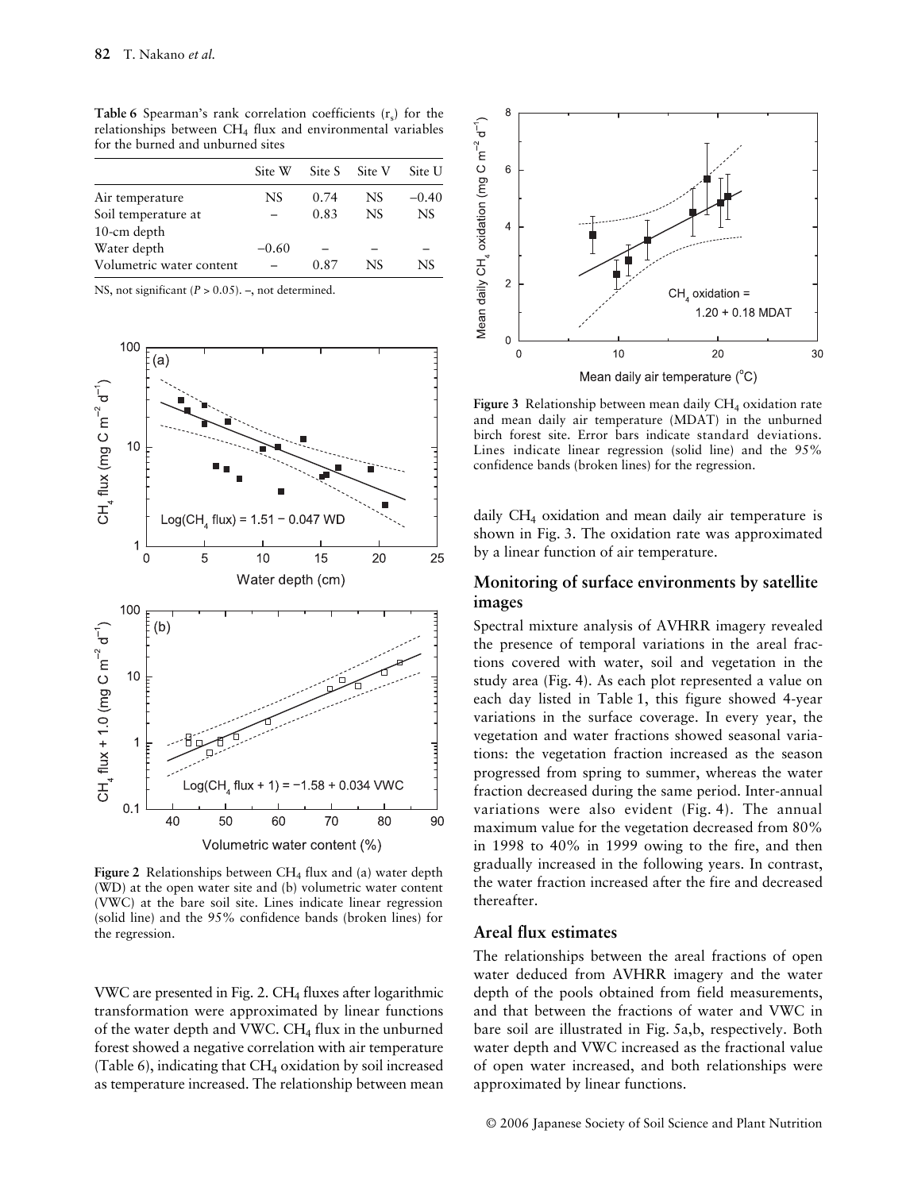**Table 6** Spearman's rank correlation coefficients ($r_s$) for the relationships between $CH_4$ flux and environmental variables for the burned and unburned sites

| | Site W | Site S | Site V | Site U |
|---|---|---|---|---|
| Air temperature | NS | 0.74 | NS | −0.40 |
| Soil temperature at 10-cm depth | – | 0.83 | NS | NS |
| Water depth | −0.60 | – | – | – |
| Volumetric water content | – | 0.87 | NS | NS |

NS, not significant ($P > 0.05$). –, not determined.

**Figure 2** Relationships between $CH_4$ flux and (a) water depth (WD) at the open water site and (b) volumetric water content (VWC) at the bare soil site. Lines indicate linear regression (solid line) and the 95% confidence bands (broken lines) for the regression.

VWC are presented in Fig. 2. $CH_4$ fluxes after logarithmic transformation were approximated by linear functions of the water depth and VWC. $CH_4$ flux in the unburned forest showed a negative correlation with air temperature (Table 6), indicating that $CH_4$ oxidation by soil increased as temperature increased. The relationship between mean daily $CH_4$ oxidation and mean daily air temperature is shown in Fig. 3. The oxidation rate was approximated by a linear function of air temperature.

**Figure 3** Relationship between mean daily $CH_4$ oxidation rate and mean daily air temperature (MDAT) in the unburned birch forest site. Error bars indicate standard deviations. Lines indicate linear regression (solid line) and the 95% confidence bands (broken lines) for the regression.

## Monitoring of surface environments by satellite images

Spectral mixture analysis of AVHRR imagery revealed the presence of temporal variations in the areal fractions covered with water, soil and vegetation in the study area (Fig. 4). As each plot represented a value on each day listed in Table 1, this figure showed 4-year variations in the surface coverage. In every year, the vegetation and water fractions showed seasonal variations: the vegetation fraction increased as the season progressed from spring to summer, whereas the water fraction decreased during the same period. Inter-annual variations were also evident (Fig. 4). The annual maximum value for the vegetation decreased from 80% in 1998 to 40% in 1999 owing to the fire, and then gradually increased in the following years. In contrast, the water fraction increased after the fire and decreased thereafter.

## Areal flux estimates

The relationships between the areal fractions of open water deduced from AVHRR imagery and the water depth of the pools obtained from field measurements, and that between the fractions of water and VWC in bare soil are illustrated in Fig. 5a,b, respectively. Both water depth and VWC increased as the fractional value of open water increased, and both relationships were approximated by linear functions.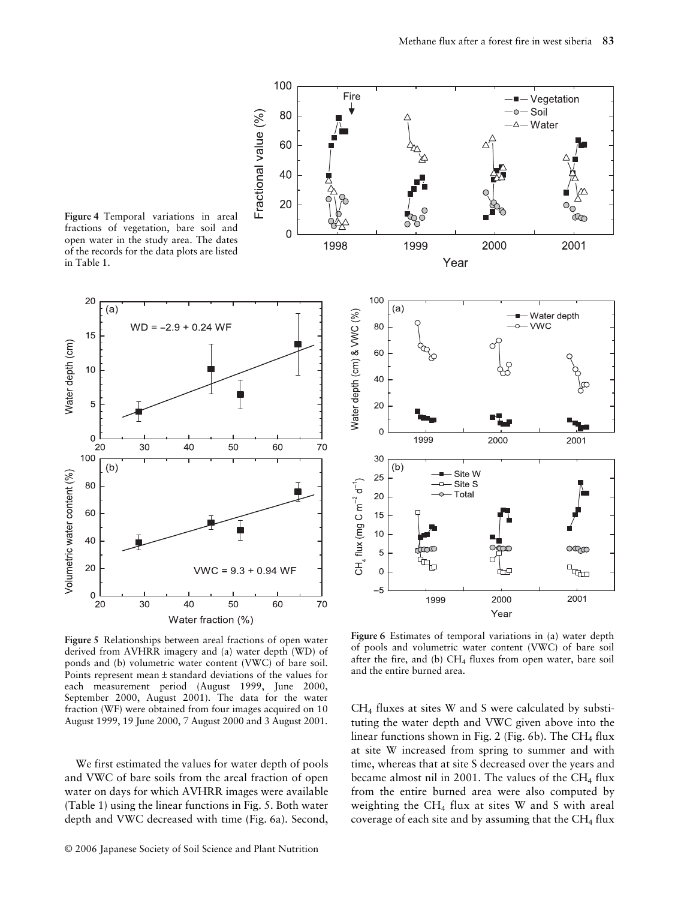Figure 4 Temporal variations in areal fractions of vegetation, bare soil and open water in the study area. The dates of the records for the data plots are listed in Table 1.

Figure 5 Relationships between areal fractions of open water derived from AVHRR imagery and (a) water depth (WD) of ponds and (b) volumetric water content (VWC) of bare soil. Points represent mean ± standard deviations of the values for each measurement period (August 1999, June 2000, September 2000, August 2001). The data for the water fraction (WF) were obtained from four images acquired on 10 August 1999, 19 June 2000, 7 August 2000 and 3 August 2001.

Figure 6 Estimates of temporal variations in (a) water depth of pools and volumetric water content (VWC) of bare soil after the fire, and (b) $CH_4$ fluxes from open water, bare soil and the entire burned area.

We first estimated the values for water depth of pools and VWC of bare soils from the areal fraction of open water on days for which AVHRR images were available (Table 1) using the linear functions in Fig. 5. Both water depth and VWC decreased with time (Fig. 6a). Second, $CH_4$ fluxes at sites W and S were calculated by substituting the water depth and VWC given above into the linear functions shown in Fig. 2 (Fig. 6b). The $CH_4$ flux at site W increased from spring to summer and with time, whereas that at site S decreased over the years and became almost nil in 2001. The values of the $CH_4$ flux from the entire burned area were also computed by weighting the $CH_4$ flux at sites W and S with areal coverage of each site and by assuming that the $CH_4$ flux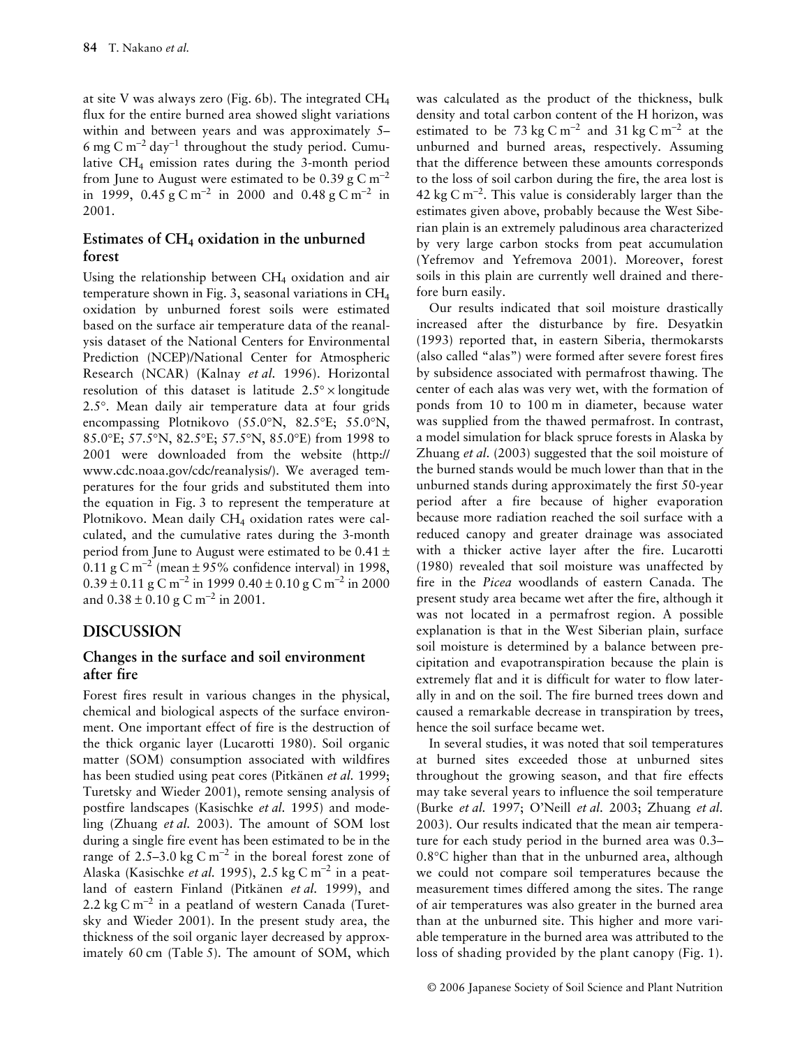at site V was always zero (Fig. 6b). The integrated $CH_4$ flux for the entire burned area showed slight variations within and between years and was approximately 5–6 mg C $m^{-2}$ $day^{-1}$ throughout the study period. Cumulative $CH_4$ emission rates during the 3-month period from June to August were estimated to be 0.39 g C $m^{-2}$ in 1999, 0.45 g C $m^{-2}$ in 2000 and 0.48 g C $m^{-2}$ in 2001.

### Estimates of $CH_4$ oxidation in the unburned forest

Using the relationship between $CH_4$ oxidation and air temperature shown in Fig. 3, seasonal variations in $CH_4$ oxidation by unburned forest soils were estimated based on the surface air temperature data of the reanalysis dataset of the National Centers for Environmental Prediction (NCEP)/National Center for Atmospheric Research (NCAR) (Kalnay *et al.* 1996). Horizontal resolution of this dataset is latitude 2.5° × longitude 2.5°. Mean daily air temperature data at four grids encompassing Plotnikovo (55.0°N, 82.5°E; 55.0°N, 85.0°E; 57.5°N, 82.5°E; 57.5°N, 85.0°E) from 1998 to 2001 were downloaded from the website (http://www.cdc.noaa.gov/cdc/reanalysis/). We averaged temperatures for the four grids and substituted them into the equation in Fig. 3 to represent the temperature at Plotnikovo. Mean daily $CH_4$ oxidation rates were calculated, and the cumulative rates during the 3-month period from June to August were estimated to be 0.41 ± 0.11 g C $m^{-2}$ (mean ± 95% confidence interval) in 1998, 0.39 ± 0.11 g C $m^{-2}$ in 1999 0.40 ± 0.10 g C $m^{-2}$ in 2000 and 0.38 ± 0.10 g C $m^{-2}$ in 2001.

## DISCUSSION

### Changes in the surface and soil environment after fire

Forest fires result in various changes in the physical, chemical and biological aspects of the surface environment. One important effect of fire is the destruction of the thick organic layer (Lucarotti 1980). Soil organic matter (SOM) consumption associated with wildfires has been studied using peat cores (Pitkänen *et al.* 1999; Turetsky and Wieder 2001), remote sensing analysis of postfire landscapes (Kasischke *et al.* 1995) and modeling (Zhuang *et al.* 2003). The amount of SOM lost during a single fire event has been estimated to be in the range of 2.5–3.0 kg C $m^{-2}$ in the boreal forest zone of Alaska (Kasischke *et al.* 1995), 2.5 kg C $m^{-2}$ in a peatland of eastern Finland (Pitkänen *et al.* 1999), and 2.2 kg C $m^{-2}$ in a peatland of western Canada (Turetsky and Wieder 2001). In the present study area, the thickness of the soil organic layer decreased by approximately 60 cm (Table 5). The amount of SOM, which was calculated as the product of the thickness, bulk density and total carbon content of the H horizon, was estimated to be 73 kg C $m^{-2}$ and 31 kg C $m^{-2}$ at the unburned and burned areas, respectively. Assuming that the difference between these amounts corresponds to the loss of soil carbon during the fire, the area lost is 42 kg C $m^{-2}$. This value is considerably larger than the estimates given above, probably because the West Siberian plain is an extremely paludinous area characterized by very large carbon stocks from peat accumulation (Yefremov and Yefremova 2001). Moreover, forest soils in this plain are currently well drained and therefore burn easily.

Our results indicated that soil moisture drastically increased after the disturbance by fire. Desyatkin (1993) reported that, in eastern Siberia, thermokarsts (also called "alas") were formed after severe forest fires by subsidence associated with permafrost thawing. The center of each alas was very wet, with the formation of ponds from 10 to 100 m in diameter, because water was supplied from the thawed permafrost. In contrast, a model simulation for black spruce forests in Alaska by Zhuang *et al.* (2003) suggested that the soil moisture of the burned stands would be much lower than that in the unburned stands during approximately the first 50-year period after a fire because of higher evaporation because more radiation reached the soil surface with a reduced canopy and greater drainage was associated with a thicker active layer after the fire. Lucarotti (1980) revealed that soil moisture was unaffected by fire in the *Picea* woodlands of eastern Canada. The present study area became wet after the fire, although it was not located in a permafrost region. A possible explanation is that in the West Siberian plain, surface soil moisture is determined by a balance between precipitation and evapotranspiration because the plain is extremely flat and it is difficult for water to flow laterally in and on the soil. The fire burned trees down and caused a remarkable decrease in transpiration by trees, hence the soil surface became wet.

In several studies, it was noted that soil temperatures at burned sites exceeded those at unburned sites throughout the growing season, and that fire effects may take several years to influence the soil temperature (Burke *et al.* 1997; O'Neill *et al.* 2003; Zhuang *et al.* 2003). Our results indicated that the mean air temperature for each study period in the burned area was 0.3–0.8°C higher than that in the unburned area, although we could not compare soil temperatures because the measurement times differed among the sites. The range of air temperatures was also greater in the burned area than at the unburned site. This higher and more variable temperature in the burned area was attributed to the loss of shading provided by the plant canopy (Fig. 1).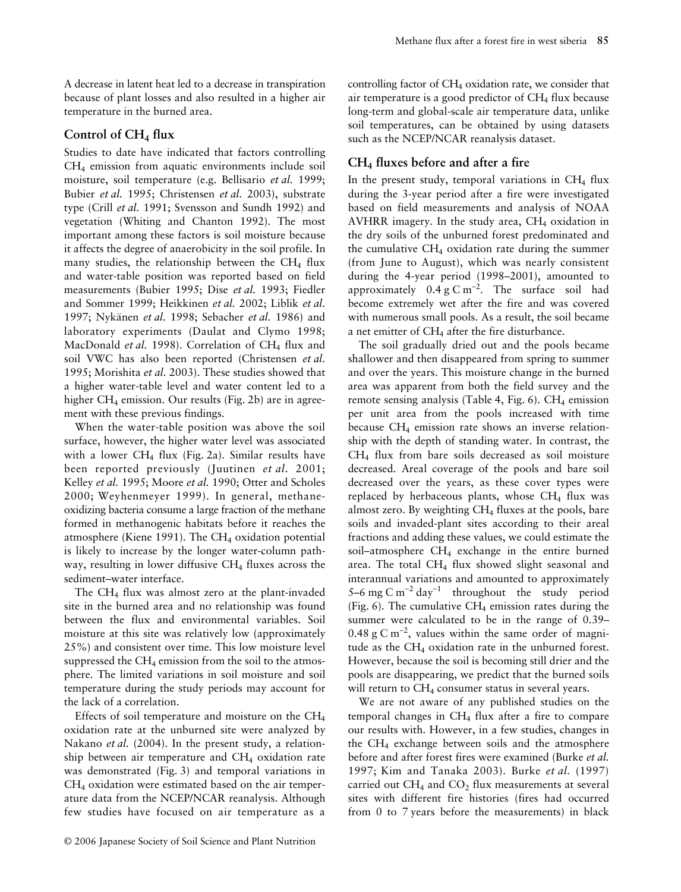A decrease in latent heat led to a decrease in transpiration because of plant losses and also resulted in a higher air temperature in the burned area.

## Control of $CH_4$ flux

Studies to date have indicated that factors controlling $CH_4$ emission from aquatic environments include soil moisture, soil temperature (e.g. Bellisario *et al.* 1999; Bubier *et al.* 1995; Christensen *et al.* 2003), substrate type (Crill *et al.* 1991; Svensson and Sundh 1992) and vegetation (Whiting and Chanton 1992). The most important among these factors is soil moisture because it affects the degree of anaerobicity in the soil profile. In many studies, the relationship between the $CH_4$ flux and water-table position was reported based on field measurements (Bubier 1995; Dise *et al.* 1993; Fiedler and Sommer 1999; Heikkinen *et al.* 2002; Liblik *et al.* 1997; Nykänen *et al.* 1998; Sebacher *et al.* 1986) and laboratory experiments (Daulat and Clymo 1998; MacDonald *et al.* 1998). Correlation of $CH_4$ flux and soil VWC has also been reported (Christensen *et al.* 1995; Morishita *et al.* 2003). These studies showed that a higher water-table level and water content led to a higher $CH_4$ emission. Our results (Fig. 2b) are in agreement with these previous findings.

When the water-table position was above the soil surface, however, the higher water level was associated with a lower $CH_4$ flux (Fig. 2a). Similar results have been reported previously (Juutinen *et al.* 2001; Kelley *et al.* 1995; Moore *et al.* 1990; Otter and Scholes 2000; Weyhenmeyer 1999). In general, methane-oxidizing bacteria consume a large fraction of the methane formed in methanogenic habitats before it reaches the atmosphere (Kiene 1991). The $CH_4$ oxidation potential is likely to increase by the longer water-column pathway, resulting in lower diffusive $CH_4$ fluxes across the sediment–water interface.

The $CH_4$ flux was almost zero at the plant-invaded site in the burned area and no relationship was found between the flux and environmental variables. Soil moisture at this site was relatively low (approximately 25%) and consistent over time. This low moisture level suppressed the $CH_4$ emission from the soil to the atmosphere. The limited variations in soil moisture and soil temperature during the study periods may account for the lack of a correlation.

Effects of soil temperature and moisture on the $CH_4$ oxidation rate at the unburned site were analyzed by Nakano *et al.* (2004). In the present study, a relationship between air temperature and $CH_4$ oxidation rate was demonstrated (Fig. 3) and temporal variations in $CH_4$ oxidation were estimated based on the air temperature data from the NCEP/NCAR reanalysis. Although few studies have focused on air temperature as a controlling factor of $CH_4$ oxidation rate, we consider that air temperature is a good predictor of $CH_4$ flux because long-term and global-scale air temperature data, unlike soil temperatures, can be obtained by using datasets such as the NCEP/NCAR reanalysis dataset.

## $CH_4$ fluxes before and after a fire

In the present study, temporal variations in $CH_4$ flux during the 3-year period after a fire were investigated based on field measurements and analysis of NOAA AVHRR imagery. In the study area, $CH_4$ oxidation in the dry soils of the unburned forest predominated and the cumulative $CH_4$ oxidation rate during the summer (from June to August), which was nearly consistent during the 4-year period (1998–2001), amounted to approximately $0.4\ g\ C\ m^{-2}$. The surface soil had become extremely wet after the fire and was covered with numerous small pools. As a result, the soil became a net emitter of $CH_4$ after the fire disturbance.

The soil gradually dried out and the pools became shallower and then disappeared from spring to summer and over the years. This moisture change in the burned area was apparent from both the field survey and the remote sensing analysis (Table 4, Fig. 6). $CH_4$ emission per unit area from the pools increased with time because $CH_4$ emission rate shows an inverse relationship with the depth of standing water. In contrast, the $CH_4$ flux from bare soils decreased as soil moisture decreased. Areal coverage of the pools and bare soil decreased over the years, as these cover types were replaced by herbaceous plants, whose $CH_4$ flux was almost zero. By weighting $CH_4$ fluxes at the pools, bare soils and invaded-plant sites according to their areal fractions and adding these values, we could estimate the soil–atmosphere $CH_4$ exchange in the entire burned area. The total $CH_4$ flux showed slight seasonal and interannual variations and amounted to approximately $5–6\ mg\ C\ m^{-2}\ day^{-1}$ throughout the study period (Fig. 6). The cumulative $CH_4$ emission rates during the summer were calculated to be in the range of $0.39–0.48\ g\ C\ m^{-2}$, values within the same order of magnitude as the $CH_4$ oxidation rate in the unburned forest. However, because the soil is becoming still drier and the pools are disappearing, we predict that the burned soils will return to $CH_4$ consumer status in several years.

We are not aware of any published studies on the temporal changes in $CH_4$ flux after a fire to compare our results with. However, in a few studies, changes in the $CH_4$ exchange between soils and the atmosphere before and after forest fires were examined (Burke *et al.* 1997; Kim and Tanaka 2003). Burke *et al.* (1997) carried out $CH_4$ and $CO_2$ flux measurements at several sites with different fire histories (fires had occurred from 0 to 7 years before the measurements) in black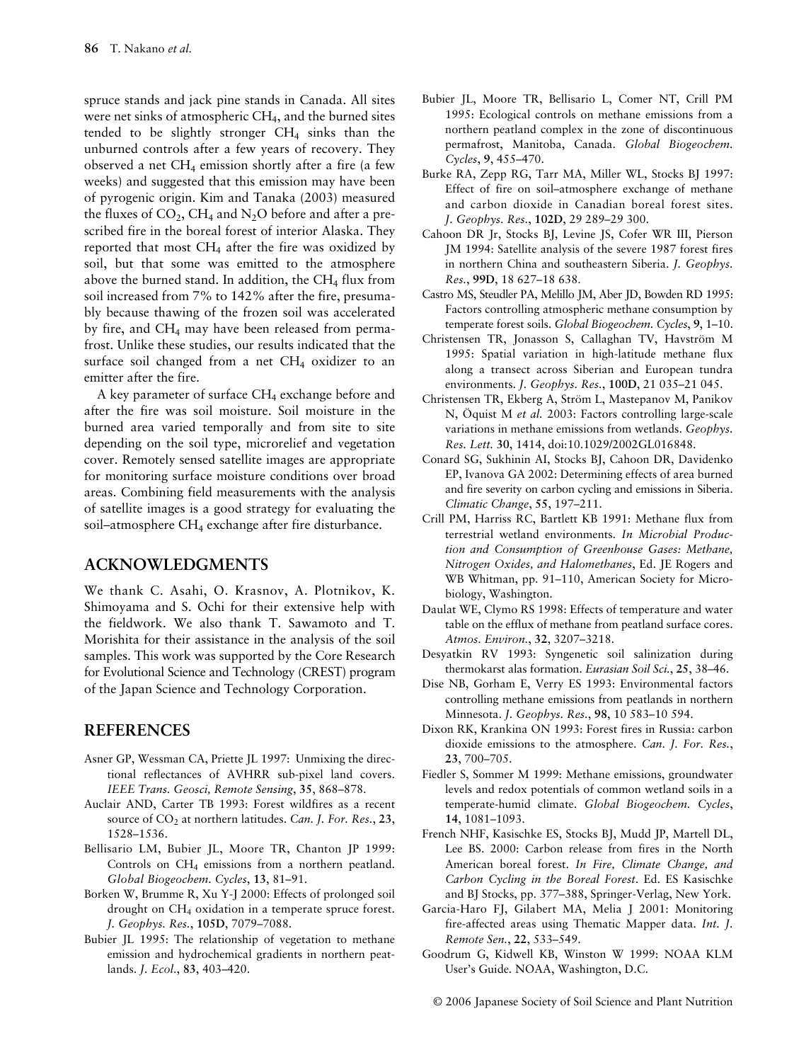spruce stands and jack pine stands in Canada. All sites were net sinks of atmospheric $CH_4$, and the burned sites tended to be slightly stronger $CH_4$ sinks than the unburned controls after a few years of recovery. They observed a net $CH_4$ emission shortly after a fire (a few weeks) and suggested that this emission may have been of pyrogenic origin. Kim and Tanaka (2003) measured the fluxes of $CO_2$, $CH_4$ and $N_2O$ before and after a prescribed fire in the boreal forest of interior Alaska. They reported that most $CH_4$ after the fire was oxidized by soil, but that some was emitted to the atmosphere above the burned stand. In addition, the $CH_4$ flux from soil increased from 7% to 142% after the fire, presumably because thawing of the frozen soil was accelerated by fire, and $CH_4$ may have been released from permafrost. Unlike these studies, our results indicated that the surface soil changed from a net $CH_4$ oxidizer to an emitter after the fire.

A key parameter of surface $CH_4$ exchange before and after the fire was soil moisture. Soil moisture in the burned area varied temporally and from site to site depending on the soil type, microrelief and vegetation cover. Remotely sensed satellite images are appropriate for monitoring surface moisture conditions over broad areas. Combining field measurements with the analysis of satellite images is a good strategy for evaluating the soil–atmosphere $CH_4$ exchange after fire disturbance.

## ACKNOWLEDGMENTS

We thank C. Asahi, O. Krasnov, A. Plotnikov, K. Shimoyama and S. Ochi for their extensive help with the fieldwork. We also thank T. Sawamoto and T. Morishita for their assistance in the analysis of the soil samples. This work was supported by the Core Research for Evolutional Science and Technology (CREST) program of the Japan Science and Technology Corporation.

## REFERENCES

Asner GP, Wessman CA, Priette JL 1997: Unmixing the directional reflectances of AVHRR sub-pixel land covers. *IEEE Trans. Geosci, Remote Sensing*, **35**, 868–878.

Auclair AND, Carter TB 1993: Forest wildfires as a recent source of $CO_2$ at northern latitudes. *Can. J. For. Res.*, **23**, 1528–1536.

Bellisario LM, Bubier JL, Moore TR, Chanton JP 1999: Controls on $CH_4$ emissions from a northern peatland. *Global Biogeochem. Cycles*, **13**, 81–91.

Borken W, Brumme R, Xu Y-J 2000: Effects of prolonged soil drought on $CH_4$ oxidation in a temperate spruce forest. *J. Geophys. Res.*, **105D**, 7079–7088.

Bubier JL 1995: The relationship of vegetation to methane emission and hydrochemical gradients in northern peatlands. *J. Ecol.*, **83**, 403–420.

Bubier JL, Moore TR, Bellisario L, Comer NT, Crill PM 1995: Ecological controls on methane emissions from a northern peatland complex in the zone of discontinuous permafrost, Manitoba, Canada. *Global Biogeochem. Cycles*, **9**, 455–470.

Burke RA, Zepp RG, Tarr MA, Miller WL, Stocks BJ 1997: Effect of fire on soil–atmosphere exchange of methane and carbon dioxide in Canadian boreal forest sites. *J. Geophys. Res.*, **102D**, 29 289–29 300.

Cahoon DR Jr, Stocks BJ, Levine JS, Cofer WR III, Pierson JM 1994: Satellite analysis of the severe 1987 forest fires in northern China and southeastern Siberia. *J. Geophys. Res.*, **99D**, 18 627–18 638.

Castro MS, Steudler PA, Melillo JM, Aber JD, Bowden RD 1995: Factors controlling atmospheric methane consumption by temperate forest soils. *Global Biogeochem. Cycles*, **9**, 1–10.

Christensen TR, Jonasson S, Callaghan TV, Havström M 1995: Spatial variation in high-latitude methane flux along a transect across Siberian and European tundra environments. *J. Geophys. Res.*, **100D**, 21 035–21 045.

Christensen TR, Ekberg A, Ström L, Mastepanov M, Panikov N, Öquist M *et al.* 2003: Factors controlling large-scale variations in methane emissions from wetlands. *Geophys. Res. Lett.* **30**, 1414, doi:10.1029/2002GL016848.

Conard SG, Sukhinin AI, Stocks BJ, Cahoon DR, Davidenko EP, Ivanova GA 2002: Determining effects of area burned and fire severity on carbon cycling and emissions in Siberia. *Climatic Change*, **55**, 197–211.

Crill PM, Harriss RC, Bartlett KB 1991: Methane flux from terrestrial wetland environments. *In Microbial Production and Consumption of Greenhouse Gases: Methane, Nitrogen Oxides, and Halomethanes*, Ed. JE Rogers and WB Whitman, pp. 91–110, American Society for Microbiology, Washington.

Daulat WE, Clymo RS 1998: Effects of temperature and water table on the efflux of methane from peatland surface cores. *Atmos. Environ.*, **32**, 3207–3218.

Desyatkin RV 1993: Syngenetic soil salinization during thermokarst alas formation. *Eurasian Soil Sci.*, **25**, 38–46.

Dise NB, Gorham E, Verry ES 1993: Environmental factors controlling methane emissions from peatlands in northern Minnesota. *J. Geophys. Res.*, **98**, 10 583–10 594.

Dixon RK, Krankina ON 1993: Forest fires in Russia: carbon dioxide emissions to the atmosphere. *Can. J. For. Res.*, **23**, 700–705.

Fiedler S, Sommer M 1999: Methane emissions, groundwater levels and redox potentials of common wetland soils in a temperate-humid climate. *Global Biogeochem. Cycles*, **14**, 1081–1093.

French NHF, Kasischke ES, Stocks BJ, Mudd JP, Martell DL, Lee BS. 2000: Carbon release from fires in the North American boreal forest. *In Fire, Climate Change, and Carbon Cycling in the Boreal Forest*. Ed. ES Kasischke and BJ Stocks, pp. 377–388, Springer-Verlag, New York.

Garcia-Haro FJ, Gilabert MA, Melia J 2001: Monitoring fire-affected areas using Thematic Mapper data. *Int. J. Remote Sen.*, **22**, 533–549.

Goodrum G, Kidwell KB, Winston W 1999: NOAA KLM User's Guide. NOAA, Washington, D.C.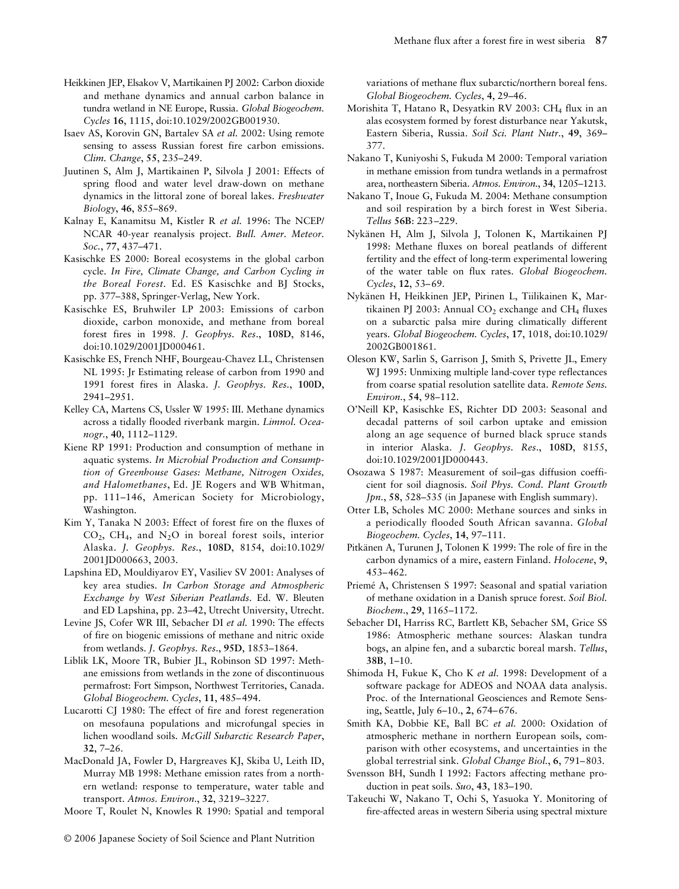Heikkinen JEP, Elsakov V, Martikainen PJ 2002: Carbon dioxide and methane dynamics and annual carbon balance in tundra wetland in NE Europe, Russia. *Global Biogeochem. Cycles* **16**, 1115, doi:10.1029/2002GB001930.

Isaev AS, Korovin GN, Bartalev SA *et al.* 2002: Using remote sensing to assess Russian forest fire carbon emissions. *Clim. Change*, **55**, 235–249.

Juutinen S, Alm J, Martikainen P, Silvola J 2001: Effects of spring flood and water level draw-down on methane dynamics in the littoral zone of boreal lakes. *Freshwater Biology*, **46**, 855–869.

Kalnay E, Kanamitsu M, Kistler R *et al.* 1996: The NCEP/NCAR 40-year reanalysis project. *Bull. Amer. Meteor. Soc.*, **77**, 437–471.

Kasischke ES 2000: Boreal ecosystems in the global carbon cycle. *In Fire, Climate Change, and Carbon Cycling in the Boreal Forest*. Ed. ES Kasischke and BJ Stocks, pp. 377–388, Springer-Verlag, New York.

Kasischke ES, Bruhwiler LP 2003: Emissions of carbon dioxide, carbon monoxide, and methane from boreal forest fires in 1998. *J. Geophys. Res.*, **108D**, 8146, doi:10.1029/2001JD000461.

Kasischke ES, French NHF, Bourgeau-Chavez LL, Christensen NL 1995: Jr Estimating release of carbon from 1990 and 1991 forest fires in Alaska. *J. Geophys. Res.*, **100D**, 2941–2951.

Kelley CA, Martens CS, Ussler W 1995: III. Methane dynamics across a tidally flooded riverbank margin. *Limnol. Oceanogr.*, **40**, 1112–1129.

Kiene RP 1991: Production and consumption of methane in aquatic systems. *In Microbial Production and Consumption of Greenhouse Gases: Methane, Nitrogen Oxides, and Halomethanes*, Ed. JE Rogers and WB Whitman, pp. 111–146, American Society for Microbiology, Washington.

Kim Y, Tanaka N 2003: Effect of forest fire on the fluxes of $CO_2$, $CH_4$, and $N_2O$ in boreal forest soils, interior Alaska. *J. Geophys. Res.*, **108D**, 8154, doi:10.1029/2001JD000663, 2003.

Lapshina ED, Mouldiyarov EY, Vasiliev SV 2001: Analyses of key area studies. *In Carbon Storage and Atmospheric Exchange by West Siberian Peatlands*. Ed. W. Bleuten and ED Lapshina, pp. 23–42, Utrecht University, Utrecht.

Levine JS, Cofer WR III, Sebacher DI *et al.* 1990: The effects of fire on biogenic emissions of methane and nitric oxide from wetlands. *J. Geophys. Res.*, **95D**, 1853–1864.

Liblik LK, Moore TR, Bubier JL, Robinson SD 1997: Methane emissions from wetlands in the zone of discontinuous permafrost: Fort Simpson, Northwest Territories, Canada. *Global Biogeochem. Cycles*, **11**, 485–494.

Lucarotti CJ 1980: The effect of fire and forest regeneration on mesofauna populations and microfungal species in lichen woodland soils. *McGill Subarctic Research Paper*, **32**, 7–26.

MacDonald JA, Fowler D, Hargreaves KJ, Skiba U, Leith ID, Murray MB 1998: Methane emission rates from a northern wetland: response to temperature, water table and transport. *Atmos. Environ.*, **32**, 3219–3227.

Moore T, Roulet N, Knowles R 1990: Spatial and temporal variations of methane flux subarctic/northern boreal fens. *Global Biogeochem. Cycles*, **4**, 29–46.

Morishita T, Hatano R, Desyatkin RV 2003: $CH_4$ flux in an alas ecosystem formed by forest disturbance near Yakutsk, Eastern Siberia, Russia. *Soil Sci. Plant Nutr.*, **49**, 369–377.

Nakano T, Kuniyoshi S, Fukuda M 2000: Temporal variation in methane emission from tundra wetlands in a permafrost area, northeastern Siberia. *Atmos. Environ.*, **34**, 1205–1213.

Nakano T, Inoue G, Fukuda M. 2004: Methane consumption and soil respiration by a birch forest in West Siberia. *Tellus* **56B**: 223–229.

Nykänen H, Alm J, Silvola J, Tolonen K, Martikainen PJ 1998: Methane fluxes on boreal peatlands of different fertility and the effect of long-term experimental lowering of the water table on flux rates. *Global Biogeochem. Cycles*, **12**, 53–69.

Nykänen H, Heikkinen JEP, Pirinen L, Tiilikainen K, Martikainen PJ 2003: Annual $CO_2$ exchange and $CH_4$ fluxes on a subarctic palsa mire during climatically different years. *Global Biogeochem. Cycles*, **17**, 1018, doi:10.1029/2002GB001861.

Oleson KW, Sarlin S, Garrison J, Smith S, Privette JL, Emery WJ 1995: Unmixing multiple land-cover type reflectances from coarse spatial resolution satellite data. *Remote Sens. Environ.*, **54**, 98–112.

O'Neill KP, Kasischke ES, Richter DD 2003: Seasonal and decadal patterns of soil carbon uptake and emission along an age sequence of burned black spruce stands in interior Alaska. *J. Geophys. Res.*, **108D**, 8155, doi:10.1029/2001JD000443.

Osozawa S 1987: Measurement of soil–gas diffusion coefficient for soil diagnosis. *Soil Phys. Cond. Plant Growth Jpn.*, **58**, 528–535 (in Japanese with English summary).

Otter LB, Scholes MC 2000: Methane sources and sinks in a periodically flooded South African savanna. *Global Biogeochem. Cycles*, **14**, 97–111.

Pitkänen A, Turunen J, Tolonen K 1999: The role of fire in the carbon dynamics of a mire, eastern Finland. *Holocene*, **9**, 453–462.

Priemé A, Christensen S 1997: Seasonal and spatial variation of methane oxidation in a Danish spruce forest. *Soil Biol. Biochem.*, **29**, 1165–1172.

Sebacher DI, Harriss RC, Bartlett KB, Sebacher SM, Grice SS 1986: Atmospheric methane sources: Alaskan tundra bogs, an alpine fen, and a subarctic boreal marsh. *Tellus*, **38B**, 1–10.

Shimoda H, Fukue K, Cho K *et al.* 1998: Development of a software package for ADEOS and NOAA data analysis. Proc. of the International Geosciences and Remote Sensing, Seattle, July 6–10., **2**, 674–676.

Smith KA, Dobbie KE, Ball BC *et al.* 2000: Oxidation of atmospheric methane in northern European soils, comparison with other ecosystems, and uncertainties in the global terrestrial sink. *Global Change Biol.*, **6**, 791–803.

Svensson BH, Sundh I 1992: Factors affecting methane production in peat soils. *Suo*, **43**, 183–190.

Takeuchi W, Nakano T, Ochi S, Yasuoka Y. Monitoring of fire-affected areas in western Siberia using spectral mixture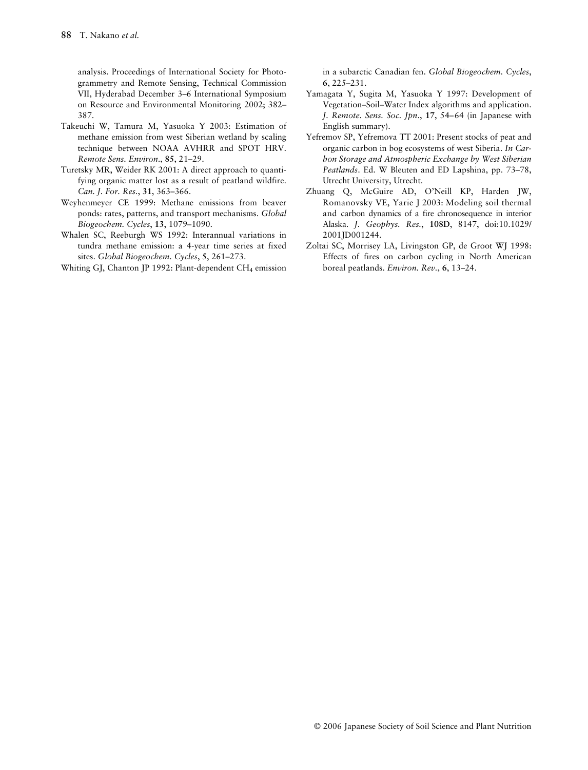analysis. Proceedings of International Society for Photogrammetry and Remote Sensing, Technical Commission VII, Hyderabad December 3–6 International Symposium on Resource and Environmental Monitoring 2002; 382–387.

Takeuchi W, Tamura M, Yasuoka Y 2003: Estimation of methane emission from west Siberian wetland by scaling technique between NOAA AVHRR and SPOT HRV. *Remote Sens. Environ*., **85**, 21–29.

Turetsky MR, Weider RK 2001: A direct approach to quantifying organic matter lost as a result of peatland wildfire. *Can. J. For. Res*., **31**, 363–366.

Weyhenmeyer CE 1999: Methane emissions from beaver ponds: rates, patterns, and transport mechanisms. *Global Biogeochem. Cycles*, **13**, 1079–1090.

Whalen SC, Reeburgh WS 1992: Interannual variations in tundra methane emission: a 4-year time series at fixed sites. *Global Biogeochem. Cycles*, **5**, 261–273.

Whiting GJ, Chanton JP 1992: Plant-dependent $CH_4$ emission in a subarctic Canadian fen. *Global Biogeochem. Cycles*, **6**, 225–231.

Yamagata Y, Sugita M, Yasuoka Y 1997: Development of Vegetation–Soil–Water Index algorithms and application. *J. Remote. Sens. Soc. Jpn*., **17**, 54–64 (in Japanese with English summary).

Yefremov SP, Yefremova TT 2001: Present stocks of peat and organic carbon in bog ecosystems of west Siberia. *In Carbon Storage and Atmospheric Exchange by West Siberian Peatlands*. Ed. W Bleuten and ED Lapshina, pp. 73–78, Utrecht University, Utrecht.

Zhuang Q, McGuire AD, O'Neill KP, Harden JW, Romanovsky VE, Yarie J 2003: Modeling soil thermal and carbon dynamics of a fire chronosequence in interior Alaska. *J. Geophys. Res*., **108D**, 8147, doi:10.1029/2001JD001244.

Zoltai SC, Morrisey LA, Livingston GP, de Groot WJ 1998: Effects of fires on carbon cycling in North American boreal peatlands. *Environ. Rev*., **6**, 13–24.

© 2006 Japanese Society of Soil Science and Plant Nutrition